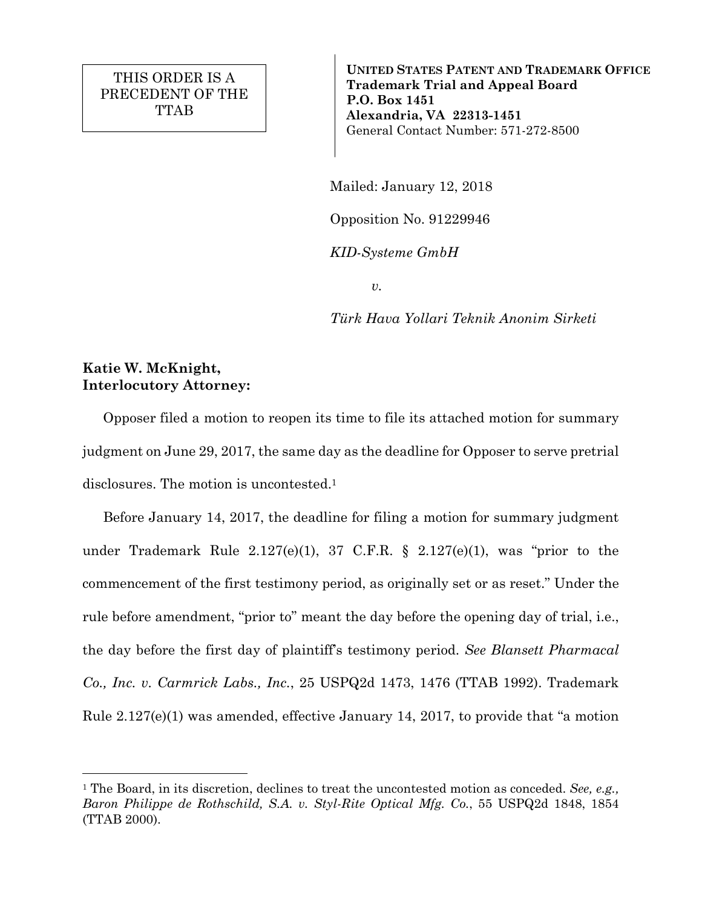THIS ORDER IS A PRECEDENT OF THE TTAB

**UNITED STATES PATENT AND TRADEMARK OFFICE**
**Trademark Trial and Appeal Board**
**P.O. Box 1451**
**Alexandria, VA 22313-1451**
General Contact Number: 571-272-8500

Mailed: January 12, 2018

Opposition No. 91229946

*KID-Systeme GmbH*

*v.*

*Türk Hava Yollari Teknik Anonim Sirketi*

**Katie W. McKnight,**
**Interlocutory Attorney:**

Opposer filed a motion to reopen its time to file its attached motion for summary judgment on June 29, 2017, the same day as the deadline for Opposer to serve pretrial disclosures. The motion is uncontested.[1]

Before January 14, 2017, the deadline for filing a motion for summary judgment under Trademark Rule 2.127(e)(1), 37 C.F.R. § 2.127(e)(1), was "prior to the commencement of the first testimony period, as originally set or as reset." Under the rule before amendment, "prior to" meant the day before the opening day of trial, i.e., the day before the first day of plaintiff's testimony period. *See Blansett Pharmacal Co., Inc. v. Carmrick Labs., Inc.*, 25 USPQ2d 1473, 1476 (TTAB 1992). Trademark Rule 2.127(e)(1) was amended, effective January 14, 2017, to provide that "a motion

---

[1] The Board, in its discretion, declines to treat the uncontested motion as conceded. *See, e.g., Baron Philippe de Rothschild, S.A. v. Styl-Rite Optical Mfg. Co.*, 55 USPQ2d 1848, 1854 (TTAB 2000).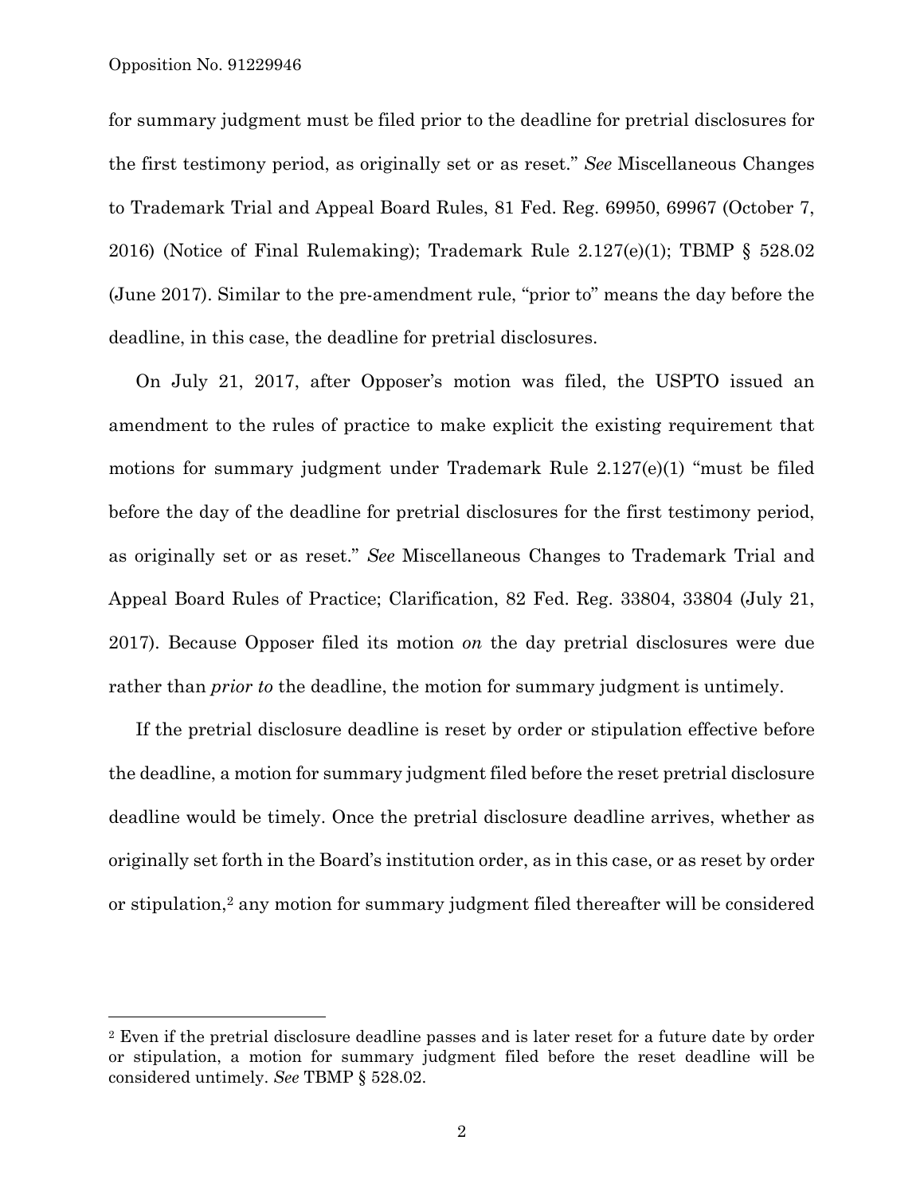for summary judgment must be filed prior to the deadline for pretrial disclosures for the first testimony period, as originally set or as reset." *See* Miscellaneous Changes to Trademark Trial and Appeal Board Rules, 81 Fed. Reg. 69950, 69967 (October 7, 2016) (Notice of Final Rulemaking); Trademark Rule 2.127(e)(1); TBMP § 528.02 (June 2017). Similar to the pre-amendment rule, "prior to" means the day before the deadline, in this case, the deadline for pretrial disclosures.

On July 21, 2017, after Opposer's motion was filed, the USPTO issued an amendment to the rules of practice to make explicit the existing requirement that motions for summary judgment under Trademark Rule 2.127(e)(1) "must be filed before the day of the deadline for pretrial disclosures for the first testimony period, as originally set or as reset." *See* Miscellaneous Changes to Trademark Trial and Appeal Board Rules of Practice; Clarification, 82 Fed. Reg. 33804, 33804 (July 21, 2017). Because Opposer filed its motion *on* the day pretrial disclosures were due rather than *prior to* the deadline, the motion for summary judgment is untimely.

If the pretrial disclosure deadline is reset by order or stipulation effective before the deadline, a motion for summary judgment filed before the reset pretrial disclosure deadline would be timely. Once the pretrial disclosure deadline arrives, whether as originally set forth in the Board's institution order, as in this case, or as reset by order or stipulation,[2] any motion for summary judgment filed thereafter will be considered

---

[2] Even if the pretrial disclosure deadline passes and is later reset for a future date by order or stipulation, a motion for summary judgment filed before the reset deadline will be considered untimely. *See* TBMP § 528.02.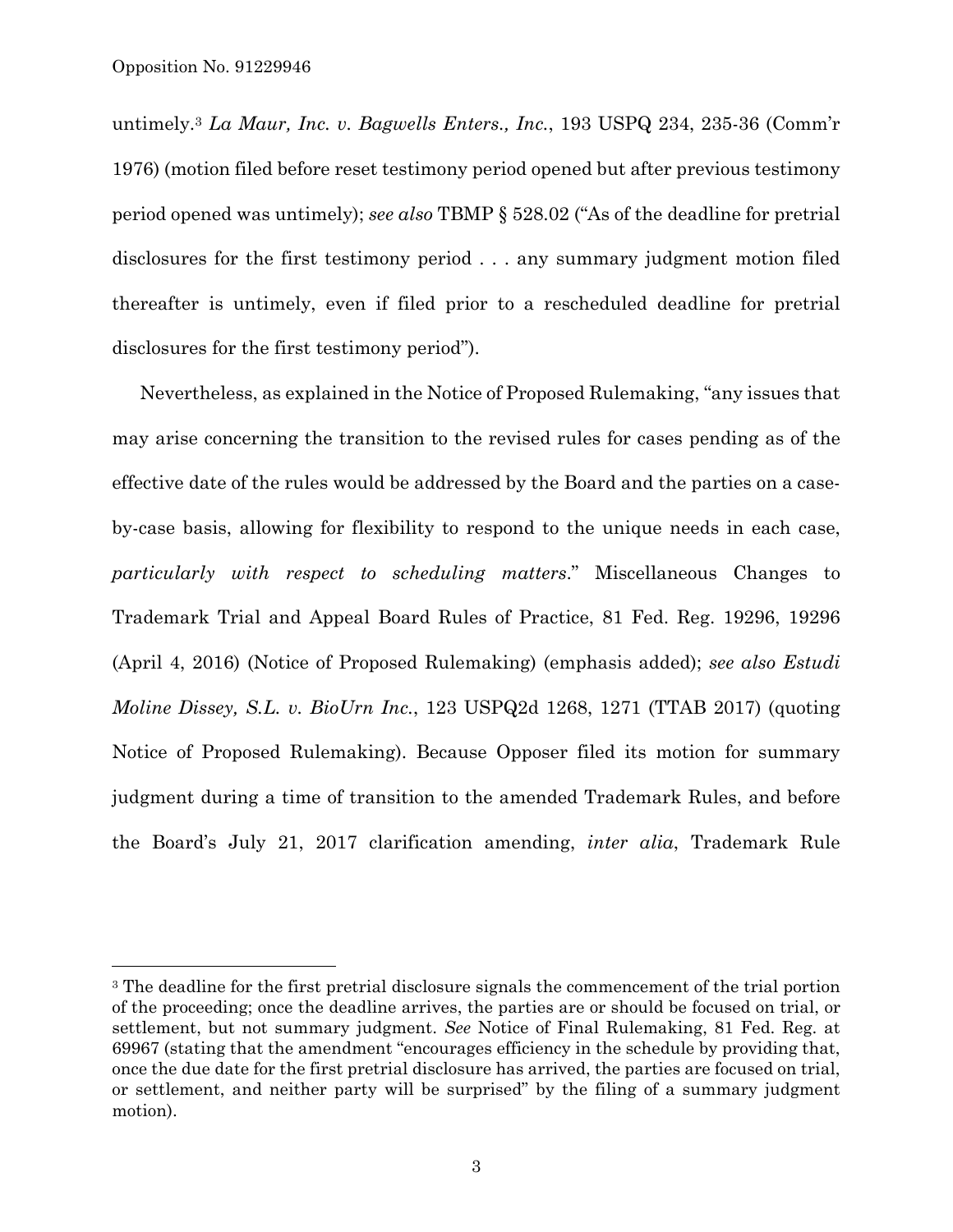untimely.[3] *La Maur, Inc. v. Bagwells Enters., Inc.*, 193 USPQ 234, 235-36 (Comm'r 1976) (motion filed before reset testimony period opened but after previous testimony period opened was untimely); *see also* TBMP § 528.02 ("As of the deadline for pretrial disclosures for the first testimony period . . . any summary judgment motion filed thereafter is untimely, even if filed prior to a rescheduled deadline for pretrial disclosures for the first testimony period").

Nevertheless, as explained in the Notice of Proposed Rulemaking, "any issues that may arise concerning the transition to the revised rules for cases pending as of the effective date of the rules would be addressed by the Board and the parties on a case-by-case basis, allowing for flexibility to respond to the unique needs in each case, *particularly with respect to scheduling matters*." Miscellaneous Changes to Trademark Trial and Appeal Board Rules of Practice, 81 Fed. Reg. 19296, 19296 (April 4, 2016) (Notice of Proposed Rulemaking) (emphasis added); *see also Estudi Moline Dissey, S.L. v. BioUrn Inc.*, 123 USPQ2d 1268, 1271 (TTAB 2017) (quoting Notice of Proposed Rulemaking). Because Opposer filed its motion for summary judgment during a time of transition to the amended Trademark Rules, and before the Board's July 21, 2017 clarification amending, *inter alia*, Trademark Rule

---

[3] The deadline for the first pretrial disclosure signals the commencement of the trial portion of the proceeding; once the deadline arrives, the parties are or should be focused on trial, or settlement, but not summary judgment. *See* Notice of Final Rulemaking, 81 Fed. Reg. at 69967 (stating that the amendment "encourages efficiency in the schedule by providing that, once the due date for the first pretrial disclosure has arrived, the parties are focused on trial, or settlement, and neither party will be surprised" by the filing of a summary judgment motion).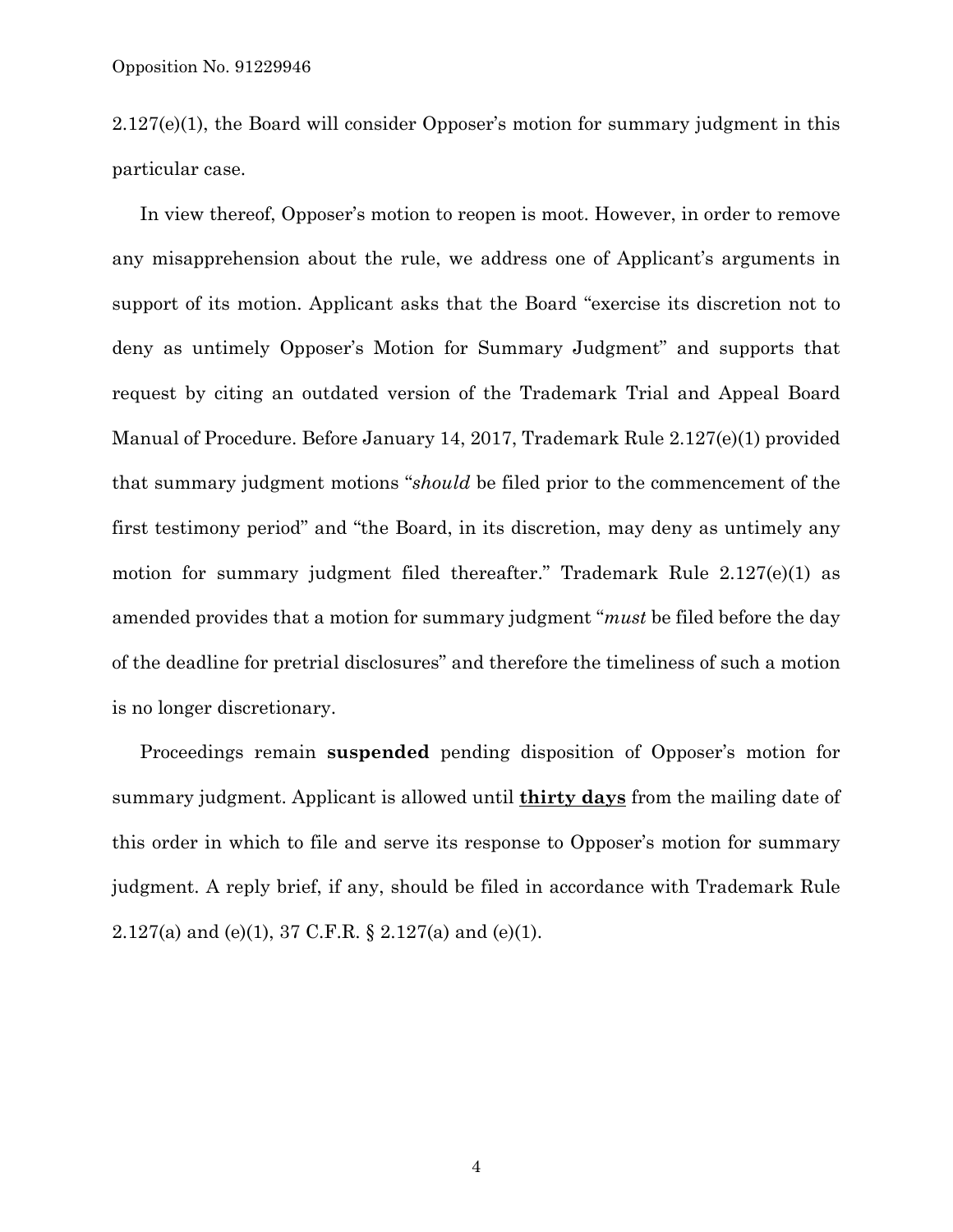2.127(e)(1), the Board will consider Opposer's motion for summary judgment in this particular case.

In view thereof, Opposer's motion to reopen is moot. However, in order to remove any misapprehension about the rule, we address one of Applicant's arguments in support of its motion. Applicant asks that the Board "exercise its discretion not to deny as untimely Opposer's Motion for Summary Judgment" and supports that request by citing an outdated version of the Trademark Trial and Appeal Board Manual of Procedure. Before January 14, 2017, Trademark Rule 2.127(e)(1) provided that summary judgment motions "*should* be filed prior to the commencement of the first testimony period" and "the Board, in its discretion, may deny as untimely any motion for summary judgment filed thereafter." Trademark Rule 2.127(e)(1) as amended provides that a motion for summary judgment "*must* be filed before the day of the deadline for pretrial disclosures" and therefore the timeliness of such a motion is no longer discretionary.

Proceedings remain **suspended** pending disposition of Opposer's motion for summary judgment. Applicant is allowed until **thirty days** from the mailing date of this order in which to file and serve its response to Opposer's motion for summary judgment. A reply brief, if any, should be filed in accordance with Trademark Rule 2.127(a) and (e)(1), 37 C.F.R. § 2.127(a) and (e)(1).